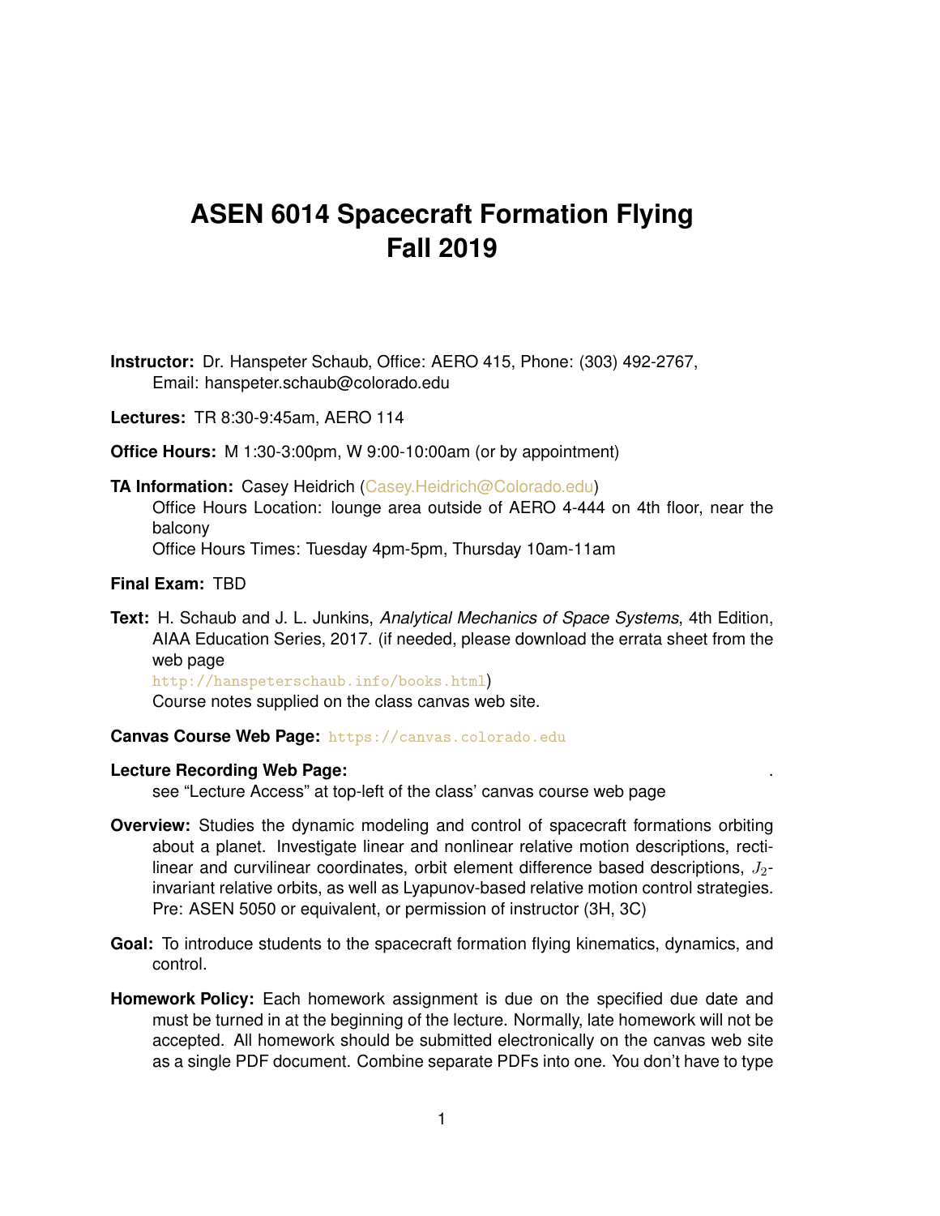# ASEN 6014 Spacecraft Formation Flying
# Fall 2019

**Instructor:** Dr. Hanspeter Schaub, Office: AERO 415, Phone: (303) 492-2767, Email: hanspeter.schaub@colorado.edu

**Lectures:** TR 8:30-9:45am, AERO 114

**Office Hours:** M 1:30-3:00pm, W 9:00-10:00am (or by appointment)

**TA Information:** Casey Heidrich (Casey.Heidrich@Colorado.edu)
Office Hours Location: lounge area outside of AERO 4-444 on 4th floor, near the balcony
Office Hours Times: Tuesday 4pm-5pm, Thursday 10am-11am

**Final Exam:** TBD

**Text:** H. Schaub and J. L. Junkins, *Analytical Mechanics of Space Systems*, 4th Edition, AIAA Education Series, 2017. (if needed, please download the errata sheet from the web page
http://hanspeterschaub.info/books.html)
Course notes supplied on the class canvas web site.

**Canvas Course Web Page:** https://canvas.colorado.edu

**Lecture Recording Web Page:** .
see "Lecture Access" at top-left of the class' canvas course web page

**Overview:** Studies the dynamic modeling and control of spacecraft formations orbiting about a planet. Investigate linear and nonlinear relative motion descriptions, rectilinear and curvilinear coordinates, orbit element difference based descriptions, $J_2$-invariant relative orbits, as well as Lyapunov-based relative motion control strategies. Pre: ASEN 5050 or equivalent, or permission of instructor (3H, 3C)

**Goal:** To introduce students to the spacecraft formation flying kinematics, dynamics, and control.

**Homework Policy:** Each homework assignment is due on the specified due date and must be turned in at the beginning of the lecture. Normally, late homework will not be accepted. All homework should be submitted electronically on the canvas web site as a single PDF document. Combine separate PDFs into one. You don't have to type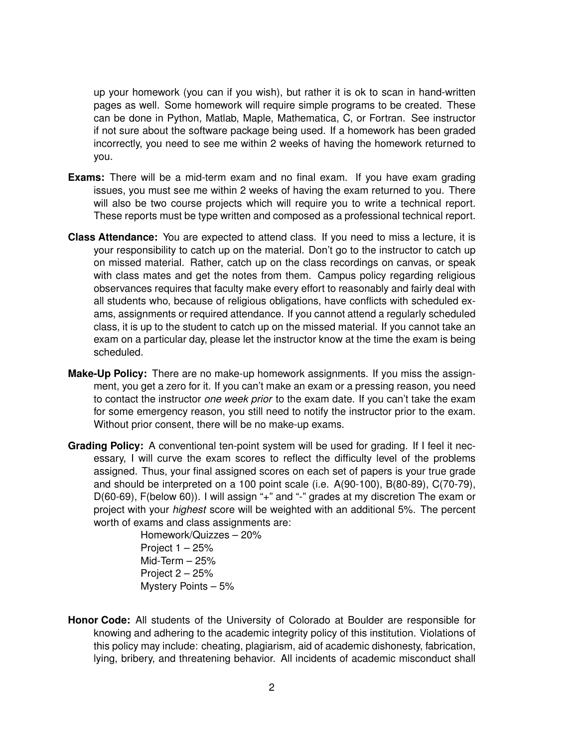up your homework (you can if you wish), but rather it is ok to scan in hand-written pages as well. Some homework will require simple programs to be created. These can be done in Python, Matlab, Maple, Mathematica, C, or Fortran. See instructor if not sure about the software package being used. If a homework has been graded incorrectly, you need to see me within 2 weeks of having the homework returned to you.

**Exams:** There will be a mid-term exam and no final exam. If you have exam grading issues, you must see me within 2 weeks of having the exam returned to you. There will also be two course projects which will require you to write a technical report. These reports must be type written and composed as a professional technical report.

**Class Attendance:** You are expected to attend class. If you need to miss a lecture, it is your responsibility to catch up on the material. Don't go to the instructor to catch up on missed material. Rather, catch up on the class recordings on canvas, or speak with class mates and get the notes from them. Campus policy regarding religious observances requires that faculty make every effort to reasonably and fairly deal with all students who, because of religious obligations, have conflicts with scheduled exams, assignments or required attendance. If you cannot attend a regularly scheduled class, it is up to the student to catch up on the missed material. If you cannot take an exam on a particular day, please let the instructor know at the time the exam is being scheduled.

**Make-Up Policy:** There are no make-up homework assignments. If you miss the assignment, you get a zero for it. If you can't make an exam or a pressing reason, you need to contact the instructor *one week prior* to the exam date. If you can't take the exam for some emergency reason, you still need to notify the instructor prior to the exam. Without prior consent, there will be no make-up exams.

**Grading Policy:** A conventional ten-point system will be used for grading. If I feel it necessary, I will curve the exam scores to reflect the difficulty level of the problems assigned. Thus, your final assigned scores on each set of papers is your true grade and should be interpreted on a 100 point scale (i.e. A(90-100), B(80-89), C(70-79), D(60-69), F(below 60)). I will assign "+" and "-" grades at my discretion The exam or project with your *highest* score will be weighted with an additional 5%. The percent worth of exams and class assignments are:

Homework/Quizzes – 20%
Project 1 – 25%
Mid-Term – 25%
Project 2 – 25%
Mystery Points – 5%

**Honor Code:** All students of the University of Colorado at Boulder are responsible for knowing and adhering to the academic integrity policy of this institution. Violations of this policy may include: cheating, plagiarism, aid of academic dishonesty, fabrication, lying, bribery, and threatening behavior. All incidents of academic misconduct shall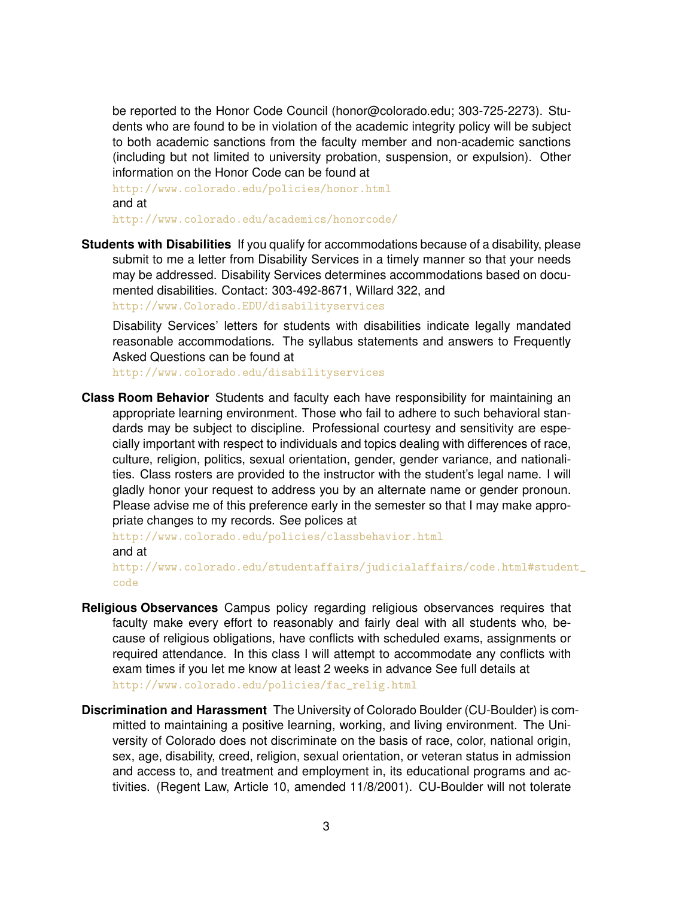be reported to the Honor Code Council (honor@colorado.edu; 303-725-2273). Students who are found to be in violation of the academic integrity policy will be subject to both academic sanctions from the faculty member and non-academic sanctions (including but not limited to university probation, suspension, or expulsion). Other information on the Honor Code can be found at
http://www.colorado.edu/policies/honor.html
and at
http://www.colorado.edu/academics/honorcode/

**Students with Disabilities** If you qualify for accommodations because of a disability, please submit to me a letter from Disability Services in a timely manner so that your needs may be addressed. Disability Services determines accommodations based on documented disabilities. Contact: 303-492-8671, Willard 322, and
http://www.Colorado.EDU/disabilityservices

Disability Services' letters for students with disabilities indicate legally mandated reasonable accommodations. The syllabus statements and answers to Frequently Asked Questions can be found at
http://www.colorado.edu/disabilityservices

**Class Room Behavior** Students and faculty each have responsibility for maintaining an appropriate learning environment. Those who fail to adhere to such behavioral standards may be subject to discipline. Professional courtesy and sensitivity are especially important with respect to individuals and topics dealing with differences of race, culture, religion, politics, sexual orientation, gender, gender variance, and nationalities. Class rosters are provided to the instructor with the student's legal name. I will gladly honor your request to address you by an alternate name or gender pronoun. Please advise me of this preference early in the semester so that I may make appropriate changes to my records. See polices at
http://www.colorado.edu/policies/classbehavior.html
and at
http://www.colorado.edu/studentaffairs/judicialaffairs/code.html#student_code

**Religious Observances** Campus policy regarding religious observances requires that faculty make every effort to reasonably and fairly deal with all students who, because of religious obligations, have conflicts with scheduled exams, assignments or required attendance. In this class I will attempt to accommodate any conflicts with exam times if you let me know at least 2 weeks in advance See full details at
http://www.colorado.edu/policies/fac_relig.html

**Discrimination and Harassment** The University of Colorado Boulder (CU-Boulder) is committed to maintaining a positive learning, working, and living environment. The University of Colorado does not discriminate on the basis of race, color, national origin, sex, age, disability, creed, religion, sexual orientation, or veteran status in admission and access to, and treatment and employment in, its educational programs and activities. (Regent Law, Article 10, amended 11/8/2001). CU-Boulder will not tolerate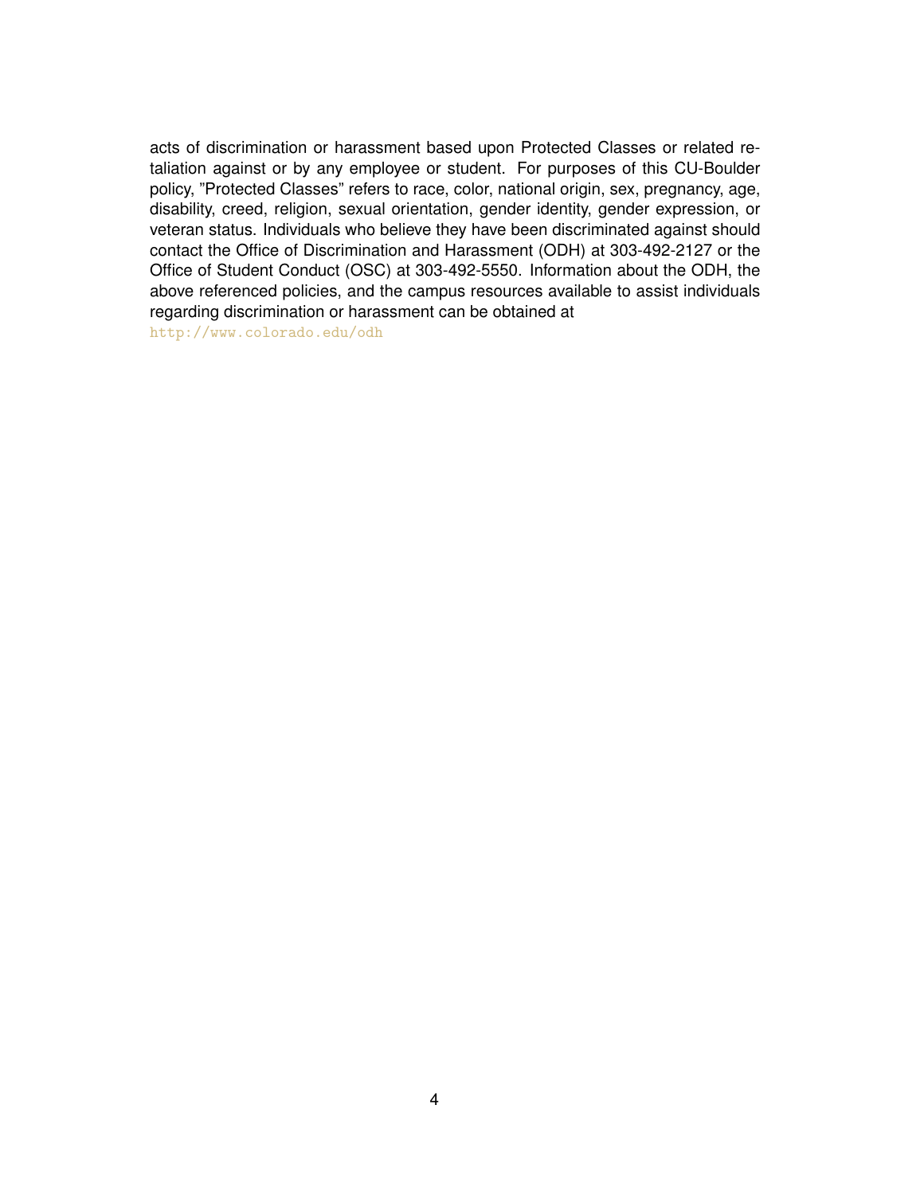acts of discrimination or harassment based upon Protected Classes or related retaliation against or by any employee or student. For purposes of this CU-Boulder policy, "Protected Classes" refers to race, color, national origin, sex, pregnancy, age, disability, creed, religion, sexual orientation, gender identity, gender expression, or veteran status. Individuals who believe they have been discriminated against should contact the Office of Discrimination and Harassment (ODH) at 303-492-2127 or the Office of Student Conduct (OSC) at 303-492-5550. Information about the ODH, the above referenced policies, and the campus resources available to assist individuals regarding discrimination or harassment can be obtained at
http://www.colorado.edu/odh